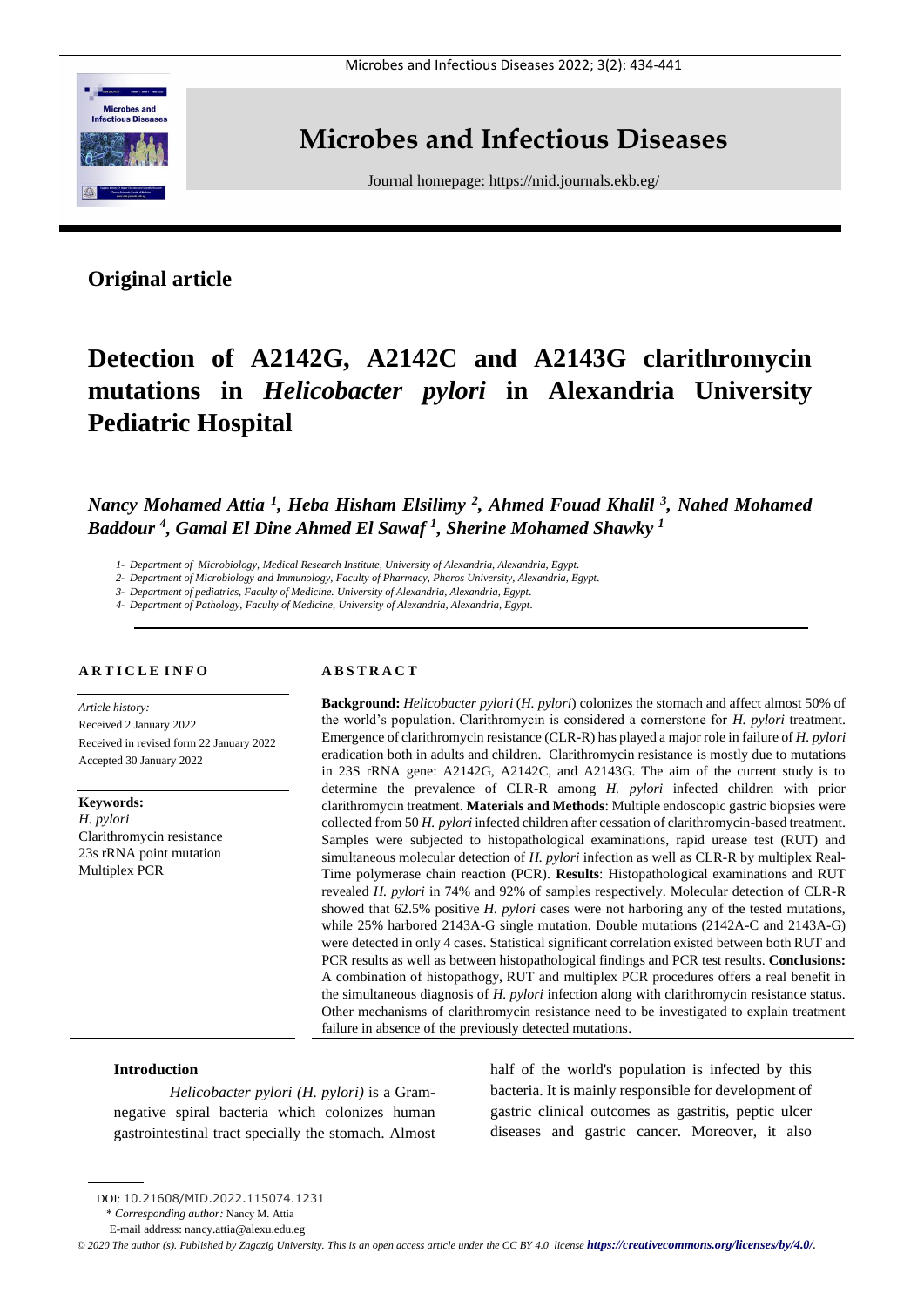# Microbes and Infectious Diseases

Journal homepage: https://mid.journals.ekb.eg/

**Original article**

# Detection of A2142G, A2142C and A2143G clarithromycin mutations in *Helicobacter pylori* in Alexandria University Pediatric Hospital

***Nancy Mohamed Attia [1], Heba Hisham Elsilimy [2], Ahmed Fouad Khalil [3], Nahed Mohamed Baddour [4], Gamal El Dine Ahmed El Sawaf [1], Sherine Mohamed Shawky [1]***

1- *Department of Microbiology, Medical Research Institute, University of Alexandria, Alexandria, Egypt.*
2- *Department of Microbiology and Immunology, Faculty of Pharmacy, Pharos University, Alexandria, Egypt.*
3- *Department of pediatrics, Faculty of Medicine. University of Alexandria, Alexandria, Egypt.*
4- *Department of Pathology, Faculty of Medicine, University of Alexandria, Alexandria, Egypt.*

**ARTICLE INFO**

*Article history:*
Received 2 January 2022
Received in revised form 22 January 2022
Accepted 30 January 2022

**Keywords:**
*H. pylori*
Clarithromycin resistance
23s rRNA point mutation
Multiplex PCR

**ABSTRACT**

**Background:** *Helicobacter pylori* (*H. pylori*) colonizes the stomach and affect almost 50% of the world's population. Clarithromycin is considered a cornerstone for *H. pylori* treatment. Emergence of clarithromycin resistance (CLR-R) has played a major role in failure of *H. pylori* eradication both in adults and children. Clarithromycin resistance is mostly due to mutations in 23S rRNA gene: A2142G, A2142C, and A2143G. The aim of the current study is to determine the prevalence of CLR-R among *H. pylori* infected children with prior clarithromycin treatment. **Materials and Methods**: Multiple endoscopic gastric biopsies were collected from 50 *H. pylori* infected children after cessation of clarithromycin-based treatment. Samples were subjected to histopathological examinations, rapid urease test (RUT) and simultaneous molecular detection of *H. pylori* infection as well as CLR-R by multiplex Real-Time polymerase chain reaction (PCR). **Results**: Histopathological examinations and RUT revealed *H. pylori* in 74% and 92% of samples respectively. Molecular detection of CLR-R showed that 62.5% positive *H. pylori* cases were not harboring any of the tested mutations, while 25% harbored 2143A-G single mutation. Double mutations (2142A-C and 2143A-G) were detected in only 4 cases. Statistical significant correlation existed between both RUT and PCR results as well as between histopathological findings and PCR test results. **Conclusions:** A combination of histopathy, RUT and multiplex PCR procedures offers a real benefit in the simultaneous diagnosis of *H. pylori* infection along with clarithromycin resistance status. Other mechanisms of clarithromycin resistance need to be investigated to explain treatment failure in absence of the previously detected mutations.

## Introduction

*Helicobacter pylori (H. pylori)* is a Gram-negative spiral bacteria which colonizes human gastrointestinal tract specially the stomach. Almost half of the world's population is infected by this bacteria. It is mainly responsible for development of gastric clinical outcomes as gastritis, peptic ulcer diseases and gastric cancer. Moreover, it also

DOI: 10.21608/MID.2022.115074.1231

\* *Corresponding author:* Nancy M. Attia

E-mail address: nancy.attia@alexu.edu.eg

*© 2020 The author (s). Published by Zagazig University. This is an open access article under the CC BY 4.0 license* ***https://creativecommons.org/licenses/by/4.0/***.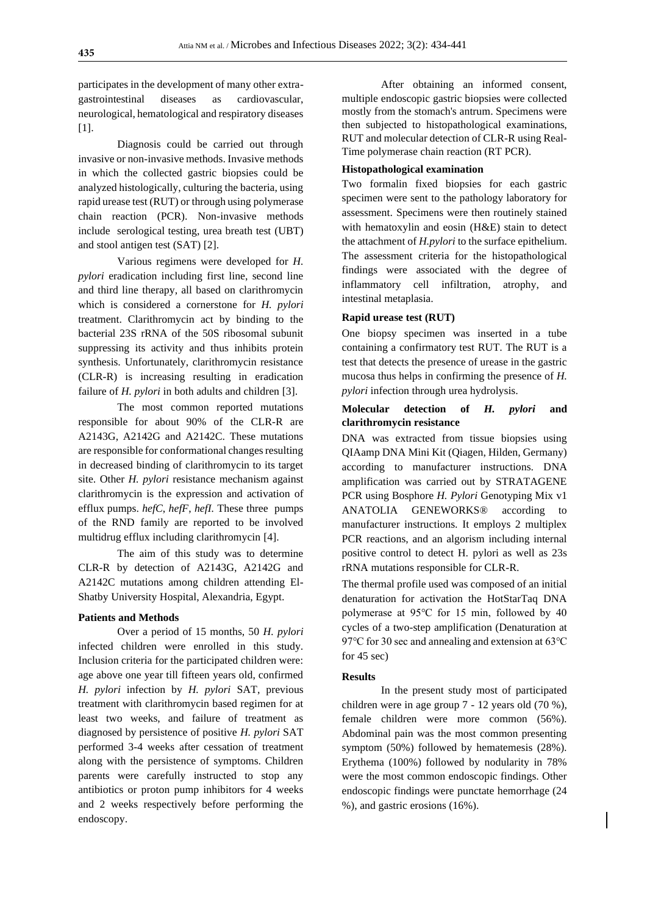participates in the development of many other extra-gastrointestinal diseases as cardiovascular, neurological, hematological and respiratory diseases [1].

Diagnosis could be carried out through invasive or non-invasive methods. Invasive methods in which the collected gastric biopsies could be analyzed histologically, culturing the bacteria, using rapid urease test (RUT) or through using polymerase chain reaction (PCR). Non-invasive methods include serological testing, urea breath test (UBT) and stool antigen test (SAT) [2].

Various regimens were developed for *H. pylori* eradication including first line, second line and third line therapy, all based on clarithromycin which is considered a cornerstone for *H. pylori* treatment. Clarithromycin act by binding to the bacterial 23S rRNA of the 50S ribosomal subunit suppressing its activity and thus inhibits protein synthesis. Unfortunately, clarithromycin resistance (CLR-R) is increasing resulting in eradication failure of *H. pylori* in both adults and children [3].

The most common reported mutations responsible for about 90% of the CLR-R are A2143G, A2142G and A2142C. These mutations are responsible for conformational changes resulting in decreased binding of clarithromycin to its target site. Other *H. pylori* resistance mechanism against clarithromycin is the expression and activation of efflux pumps. *hefC*, *hefF*, *hefI*. These three pumps of the RND family are reported to be involved multidrug efflux including clarithromycin [4].

The aim of this study was to determine CLR-R by detection of A2143G, A2142G and A2142C mutations among children attending El-Shatby University Hospital, Alexandria, Egypt.

## Patients and Methods

Over a period of 15 months, 50 *H. pylori* infected children were enrolled in this study. Inclusion criteria for the participated children were: age above one year till fifteen years old, confirmed *H. pylori* infection by *H. pylori* SAT, previous treatment with clarithromycin based regimen for at least two weeks, and failure of treatment as diagnosed by persistence of positive *H. pylori* SAT performed 3-4 weeks after cessation of treatment along with the persistence of symptoms. Children parents were carefully instructed to stop any antibiotics or proton pump inhibitors for 4 weeks and 2 weeks respectively before performing the endoscopy.

After obtaining an informed consent, multiple endoscopic gastric biopsies were collected mostly from the stomach's antrum. Specimens were then subjected to histopathological examinations, RUT and molecular detection of CLR-R using Real-Time polymerase chain reaction (RT PCR).

### Histopathological examination

Two formalin fixed biopsies for each gastric specimen were sent to the pathology laboratory for assessment. Specimens were then routinely stained with hematoxylin and eosin (H&E) stain to detect the attachment of *H.pylori* to the surface epithelium. The assessment criteria for the histopathological findings were associated with the degree of inflammatory cell infiltration, atrophy, and intestinal metaplasia.

### Rapid urease test (RUT)

One biopsy specimen was inserted in a tube containing a confirmatory test RUT. The RUT is a test that detects the presence of urease in the gastric mucosa thus helps in confirming the presence of *H. pylori* infection through urea hydrolysis.

### Molecular detection of *H. pylori* and clarithromycin resistance

DNA was extracted from tissue biopsies using QIAamp DNA Mini Kit (Qiagen, Hilden, Germany) according to manufacturer instructions. DNA amplification was carried out by STRATAGENE PCR using Bosphore *H. Pylori* Genotyping Mix v1 ANATOLIA GENEWORKS® according to manufacturer instructions. It employs 2 multiplex PCR reactions, and an algorism including internal positive control to detect H. pylori as well as 23s rRNA mutations responsible for CLR-R.

The thermal profile used was composed of an initial denaturation for activation the HotStarTaq DNA polymerase at 95℃ for 15 min, followed by 40 cycles of a two-step amplification (Denaturation at 97℃ for 30 sec and annealing and extension at 63℃ for 45 sec)

## Results

In the present study most of participated children were in age group 7 - 12 years old (70 %), female children were more common (56%). Abdominal pain was the most common presenting symptom (50%) followed by hematemesis (28%). Erythema (100%) followed by nodularity in 78% were the most common endoscopic findings. Other endoscopic findings were punctate hemorrhage (24 %), and gastric erosions (16%).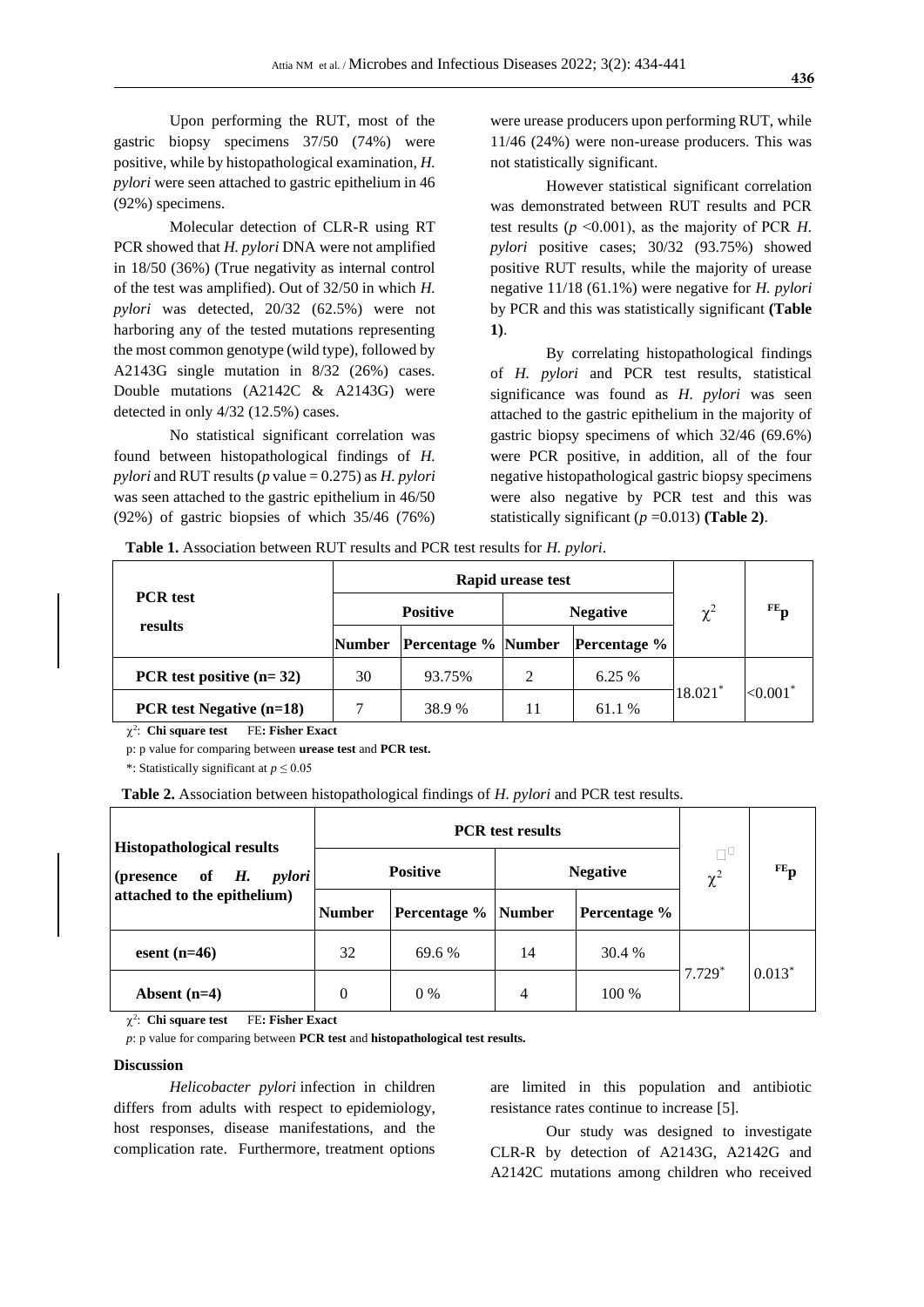Upon performing the RUT, most of the gastric biopsy specimens 37/50 (74%) were positive, while by histopathological examination, *H. pylori* were seen attached to gastric epithelium in 46 (92%) specimens.

Molecular detection of CLR-R using RT PCR showed that *H. pylori* DNA were not amplified in 18/50 (36%) (True negativity as internal control of the test was amplified). Out of 32/50 in which *H. pylori* was detected, 20/32 (62.5%) were not harboring any of the tested mutations representing the most common genotype (wild type), followed by A2143G single mutation in 8/32 (26%) cases. Double mutations (A2142C & A2143G) were detected in only 4/32 (12.5%) cases.

No statistical significant correlation was found between histopathological findings of *H. pylori* and RUT results (*p* value = 0.275) as *H. pylori* was seen attached to the gastric epithelium in 46/50 (92%) of gastric biopsies of which 35/46 (76%) were urease producers upon performing RUT, while 11/46 (24%) were non-urease producers. This was not statistically significant.

However statistical significant correlation was demonstrated between RUT results and PCR test results ($p < 0.001$), as the majority of PCR *H. pylori* positive cases; 30/32 (93.75%) showed positive RUT results, while the majority of urease negative 11/18 (61.1%) were negative for *H. pylori* by PCR and this was statistically significant **(Table 1)**.

By correlating histopathological findings of *H. pylori* and PCR test results, statistical significance was found as *H. pylori* was seen attached to the gastric epithelium in the majority of gastric biopsy specimens of which 32/46 (69.6%) were PCR positive, in addition, all of the four negative histopathological gastric biopsy specimens were also negative by PCR test and this was statistically significant ($p = 0.013$) **(Table 2)**.

**Table 1.** Association between RUT results and PCR test results for *H. pylori*.

| PCR test results | Rapid urease test | | | | $\chi^2$ | $^{FE}p$ |
|---|---|---|---|---|---|---|
| | Positive | | Negative | | | |
| | Number | Percentage % | Number | Percentage % | | |
| **PCR test positive (n= 32)** | 30 | 93.75% | 2 | 6.25 % | $18.021^*$ | $<0.001^*$ |
| **PCR test Negative (n=18)** | 7 | 38.9 % | 11 | 61.1 % | | |

$\chi^2$: **Chi square test** FE**: Fisher Exact**

p: p value for comparing between **urease test** and **PCR test.**

*: Statistically significant at $p \leq 0.05$

**Table 2.** Association between histopathological findings of *H. pylori* and PCR test results.

| Histopathological results (presence of *H. pylori* attached to the epithelium) | PCR test results | | | | $\chi^2$ | $^{FE}p$ |
|---|---|---|---|---|---|---|
| | Positive | | Negative | | | |
| | Number | Percentage % | Number | Percentage % | | |
| **esent (n=46)** | 32 | 69.6 % | 14 | 30.4 % | $7.729^*$ | $0.013^*$ |
| **Absent (n=4)** | 0 | 0 % | 4 | 100 % | | |

$\chi^2$: **Chi square test** FE**: Fisher Exact**

*p*: p value for comparing between **PCR test** and **histopathological test results.**

## Discussion

*Helicobacter pylori* infection in children differs from adults with respect to epidemiology, host responses, disease manifestations, and the complication rate. Furthermore, treatment options are limited in this population and antibiotic resistance rates continue to increase [5].

Our study was designed to investigate CLR-R by detection of A2143G, A2142G and A2142C mutations among children who received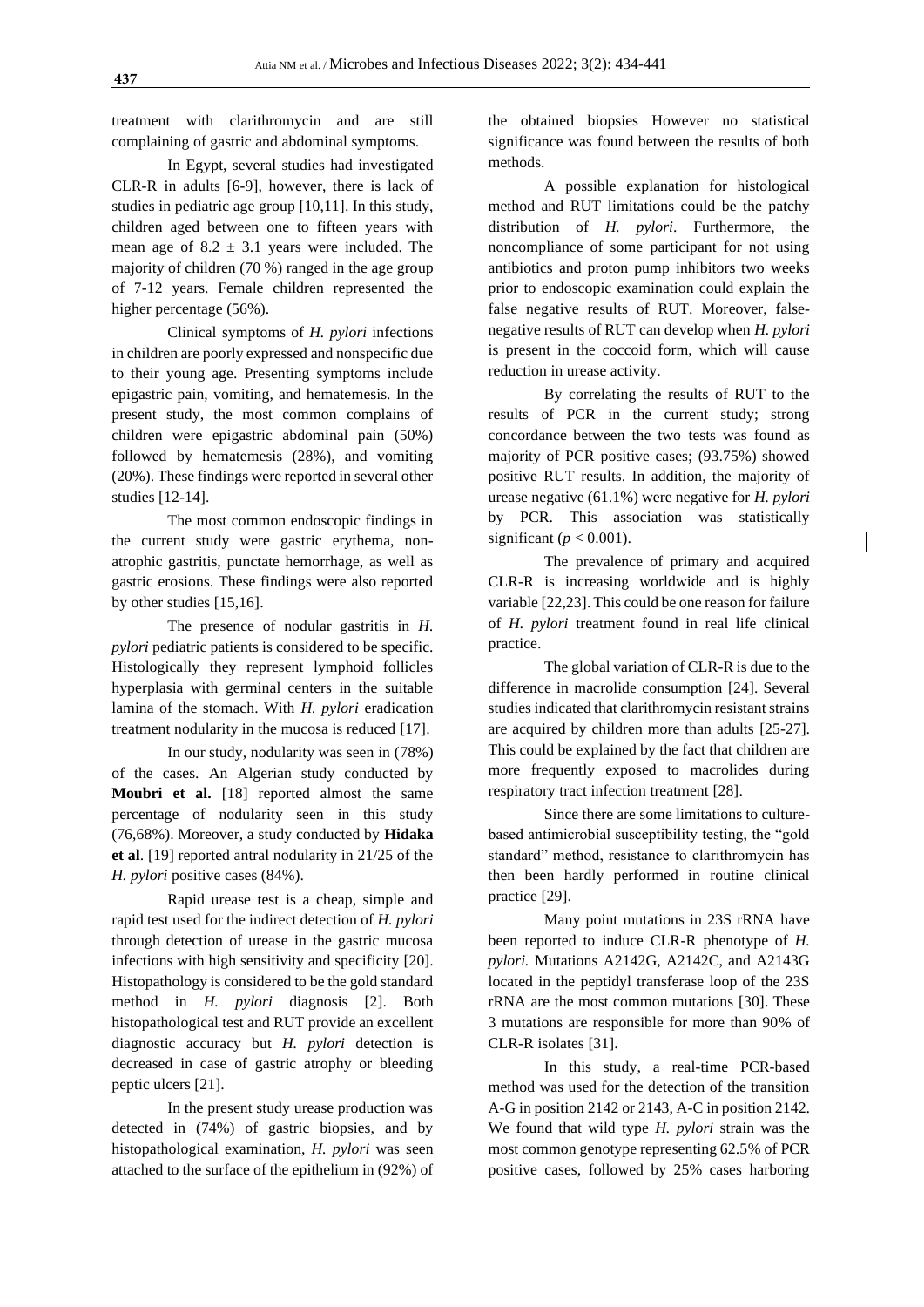treatment with clarithromycin and are still complaining of gastric and abdominal symptoms.

In Egypt, several studies had investigated CLR-R in adults [6-9], however, there is lack of studies in pediatric age group [10,11]. In this study, children aged between one to fifteen years with mean age of $8.2 \pm 3.1$ years were included. The majority of children (70 %) ranged in the age group of 7-12 years. Female children represented the higher percentage (56%).

Clinical symptoms of *H. pylori* infections in children are poorly expressed and nonspecific due to their young age. Presenting symptoms include epigastric pain, vomiting, and hematemesis. In the present study, the most common complains of children were epigastric abdominal pain (50%) followed by hematemesis (28%), and vomiting (20%). These findings were reported in several other studies [12-14].

The most common endoscopic findings in the current study were gastric erythema, non-atrophic gastritis, punctate hemorrhage, as well as gastric erosions. These findings were also reported by other studies [15,16].

The presence of nodular gastritis in *H. pylori* pediatric patients is considered to be specific. Histologically they represent lymphoid follicles hyperplasia with germinal centers in the suitable lamina of the stomach. With *H. pylori* eradication treatment nodularity in the mucosa is reduced [17].

In our study, nodularity was seen in (78%) of the cases. An Algerian study conducted by **Moubri et al.** [18] reported almost the same percentage of nodularity seen in this study (76,68%). Moreover, a study conducted by **Hidaka et al**. [19] reported antral nodularity in 21/25 of the *H. pylori* positive cases (84%).

Rapid urease test is a cheap, simple and rapid test used for the indirect detection of *H. pylori* through detection of urease in the gastric mucosa infections with high sensitivity and specificity [20]. Histopathology is considered to be the gold standard method in *H. pylori* diagnosis [2]. Both histopathological test and RUT provide an excellent diagnostic accuracy but *H. pylori* detection is decreased in case of gastric atrophy or bleeding peptic ulcers [21].

In the present study urease production was detected in (74%) of gastric biopsies, and by histopathological examination, *H. pylori* was seen attached to the surface of the epithelium in (92%) of the obtained biopsies However no statistical significance was found between the results of both methods.

A possible explanation for histological method and RUT limitations could be the patchy distribution of *H. pylori*. Furthermore, the noncompliance of some participant for not using antibiotics and proton pump inhibitors two weeks prior to endoscopic examination could explain the false negative results of RUT. Moreover, false-negative results of RUT can develop when *H. pylori* is present in the coccoid form, which will cause reduction in urease activity.

By correlating the results of RUT to the results of PCR in the current study; strong concordance between the two tests was found as majority of PCR positive cases; (93.75%) showed positive RUT results. In addition, the majority of urease negative (61.1%) were negative for *H. pylori* by PCR. This association was statistically significant ($p < 0.001$).

The prevalence of primary and acquired CLR-R is increasing worldwide and is highly variable [22,23]. This could be one reason for failure of *H. pylori* treatment found in real life clinical practice.

The global variation of CLR-R is due to the difference in macrolide consumption [24]. Several studies indicated that clarithromycin resistant strains are acquired by children more than adults [25-27]. This could be explained by the fact that children are more frequently exposed to macrolides during respiratory tract infection treatment [28].

Since there are some limitations to culture-based antimicrobial susceptibility testing, the "gold standard" method, resistance to clarithromycin has then been hardly performed in routine clinical practice [29].

Many point mutations in 23S rRNA have been reported to induce CLR-R phenotype of *H. pylori.* Mutations A2142G, A2142C, and A2143G located in the peptidyl transferase loop of the 23S rRNA are the most common mutations [30]. These 3 mutations are responsible for more than 90% of CLR-R isolates [31].

In this study, a real-time PCR-based method was used for the detection of the transition A-G in position 2142 or 2143, A-C in position 2142. We found that wild type *H. pylori* strain was the most common genotype representing 62.5% of PCR positive cases, followed by 25% cases harboring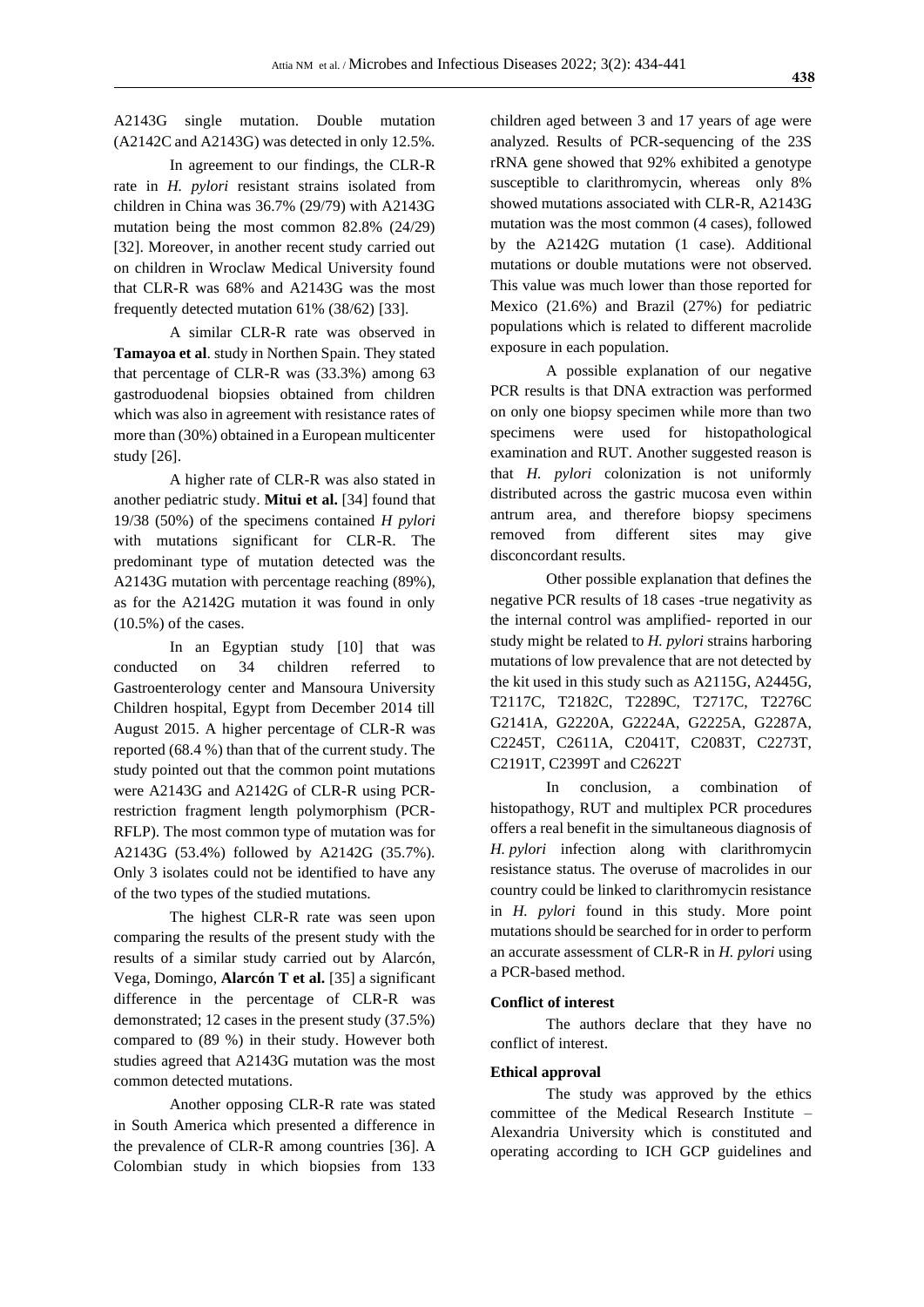A2143G single mutation. Double mutation (A2142C and A2143G) was detected in only 12.5%.

In agreement to our findings, the CLR-R rate in *H. pylori* resistant strains isolated from children in China was 36.7% (29/79) with A2143G mutation being the most common 82.8% (24/29) [32]. Moreover, in another recent study carried out on children in Wroclaw Medical University found that CLR-R was 68% and A2143G was the most frequently detected mutation 61% (38/62) [33].

A similar CLR-R rate was observed in **Tamayoa et al**. study in Northen Spain. They stated that percentage of CLR-R was (33.3%) among 63 gastroduodenal biopsies obtained from children which was also in agreement with resistance rates of more than (30%) obtained in a European multicenter study [26].

A higher rate of CLR-R was also stated in another pediatric study. **Mitui et al.** [34] found that 19/38 (50%) of the specimens contained *H pylori* with mutations significant for CLR-R. The predominant type of mutation detected was the A2143G mutation with percentage reaching (89%), as for the A2142G mutation it was found in only (10.5%) of the cases.

In an Egyptian study [10] that was conducted on 34 children referred to Gastroenterology center and Mansoura University Children hospital, Egypt from December 2014 till August 2015. A higher percentage of CLR-R was reported (68.4 %) than that of the current study. The study pointed out that the common point mutations were A2143G and A2142G of CLR-R using PCR-restriction fragment length polymorphism (PCR-RFLP). The most common type of mutation was for A2143G (53.4%) followed by A2142G (35.7%). Only 3 isolates could not be identified to have any of the two types of the studied mutations.

The highest CLR-R rate was seen upon comparing the results of the present study with the results of a similar study carried out by Alarcón, Vega, Domingo, **Alarcón T et al.** [35] a significant difference in the percentage of CLR-R was demonstrated; 12 cases in the present study (37.5%) compared to (89 %) in their study. However both studies agreed that A2143G mutation was the most common detected mutations.

Another opposing CLR-R rate was stated in South America which presented a difference in the prevalence of CLR-R among countries [36]. A Colombian study in which biopsies from 133 children aged between 3 and 17 years of age were analyzed. Results of PCR-sequencing of the 23S rRNA gene showed that 92% exhibited a genotype susceptible to clarithromycin, whereas only 8% showed mutations associated with CLR-R, A2143G mutation was the most common (4 cases), followed by the A2142G mutation (1 case). Additional mutations or double mutations were not observed. This value was much lower than those reported for Mexico (21.6%) and Brazil (27%) for pediatric populations which is related to different macrolide exposure in each population.

A possible explanation of our negative PCR results is that DNA extraction was performed on only one biopsy specimen while more than two specimens were used for histopathological examination and RUT. Another suggested reason is that *H. pylori* colonization is not uniformly distributed across the gastric mucosa even within antrum area, and therefore biopsy specimens removed from different sites may give disconcordant results.

Other possible explanation that defines the negative PCR results of 18 cases -true negativity as the internal control was amplified- reported in our study might be related to *H. pylori* strains harboring mutations of low prevalence that are not detected by the kit used in this study such as A2115G, A2445G, T2117C, T2182C, T2289C, T2717C, T2276C G2141A, G2220A, G2224A, G2225A, G2287A, C2245T, C2611A, C2041T, C2083T, C2273T, C2191T, C2399T and C2622T

In conclusion, a combination of histopathoy, RUT and multiplex PCR procedures offers a real benefit in the simultaneous diagnosis of *H. pylori* infection along with clarithromycin resistance status. The overuse of macrolides in our country could be linked to clarithromycin resistance in *H. pylori* found in this study. More point mutations should be searched for in order to perform an accurate assessment of CLR-R in *H. pylori* using a PCR-based method.

**Conflict of interest**

The authors declare that they have no conflict of interest.

**Ethical approval**

The study was approved by the ethics committee of the Medical Research Institute – Alexandria University which is constituted and operating according to ICH GCP guidelines and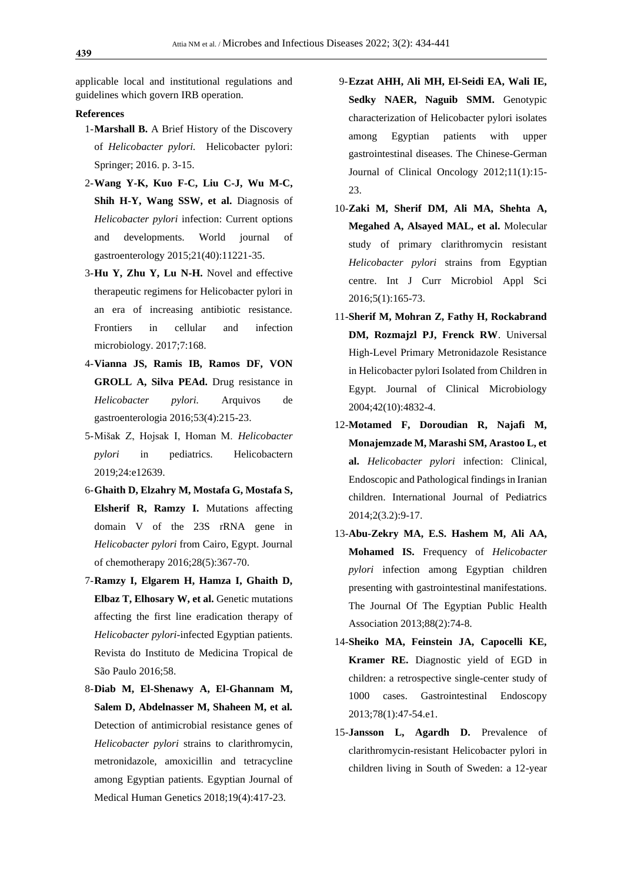applicable local and institutional regulations and guidelines which govern IRB operation.

**References**

1- **Marshall B.** A Brief History of the Discovery of *Helicobacter pylori.* Helicobacter pylori: Springer; 2016. p. 3-15.

2- **Wang Y-K, Kuo F-C, Liu C-J, Wu M-C, Shih H-Y, Wang SSW, et al.** Diagnosis of *Helicobacter pylori* infection: Current options and developments. World journal of gastroenterology 2015;21(40):11221-35.

3- **Hu Y, Zhu Y, Lu N-H.** Novel and effective therapeutic regimens for Helicobacter pylori in an era of increasing antibiotic resistance. Frontiers in cellular and infection microbiology. 2017;7:168.

4- **Vianna JS, Ramis IB, Ramos DF, VON GROLL A, Silva PEAd.** Drug resistance in *Helicobacter pylori.* Arquivos de gastroenterologia 2016;53(4):215-23.

5- Mišak Z, Hojsak I, Homan M. *Helicobacter pylori* in pediatrics. Helicobactern 2019;24:e12639.

6- **Ghaith D, Elzahry M, Mostafa G, Mostafa S, Elsherif R, Ramzy I.** Mutations affecting domain V of the 23S rRNA gene in *Helicobacter pylori* from Cairo, Egypt. Journal of chemotherapy 2016;28(5):367-70.

7- **Ramzy I, Elgarem H, Hamza I, Ghaith D, Elbaz T, Elhosary W, et al.** Genetic mutations affecting the first line eradication therapy of *Helicobacter pylori*-infected Egyptian patients. Revista do Instituto de Medicina Tropical de São Paulo 2016;58.

8- **Diab M, El-Shenawy A, El-Ghannam M, Salem D, Abdelnasser M, Shaheen M, et al.** Detection of antimicrobial resistance genes of *Helicobacter pylori* strains to clarithromycin, metronidazole, amoxicillin and tetracycline among Egyptian patients. Egyptian Journal of Medical Human Genetics 2018;19(4):417-23.

9- **Ezzat AHH, Ali MH, El-Seidi EA, Wali IE, Sedky NAER, Naguib SMM.** Genotypic characterization of Helicobacter pylori isolates among Egyptian patients with upper gastrointestinal diseases. The Chinese-German Journal of Clinical Oncology 2012;11(1):15-23.

10- **Zaki M, Sherif DM, Ali MA, Shehta A, Megahed A, Alsayed MAL, et al.** Molecular study of primary clarithromycin resistant *Helicobacter pylori* strains from Egyptian centre. Int J Curr Microbiol Appl Sci 2016;5(1):165-73.

11- **Sherif M, Mohran Z, Fathy H, Rockabrand DM, Rozmajzl PJ, Frenck RW**. Universal High-Level Primary Metronidazole Resistance in Helicobacter pylori Isolated from Children in Egypt. Journal of Clinical Microbiology 2004;42(10):4832-4.

12- **Motamed F, Doroudian R, Najafi M, Monajemzade M, Marashi SM, Arastoo L, et al.** *Helicobacter pylori* infection: Clinical, Endoscopic and Pathological findings in Iranian children. International Journal of Pediatrics 2014;2(3.2):9-17.

13- **Abu-Zekry MA, E.S. Hashem M, Ali AA, Mohamed IS.** Frequency of *Helicobacter pylori* infection among Egyptian children presenting with gastrointestinal manifestations. The Journal Of The Egyptian Public Health Association 2013;88(2):74-8.

14- **Sheiko MA, Feinstein JA, Capocelli KE, Kramer RE.** Diagnostic yield of EGD in children: a retrospective single-center study of 1000 cases. Gastrointestinal Endoscopy 2013;78(1):47-54.e1.

15- **Jansson L, Agardh D.** Prevalence of clarithromycin-resistant Helicobacter pylori in children living in South of Sweden: a 12-year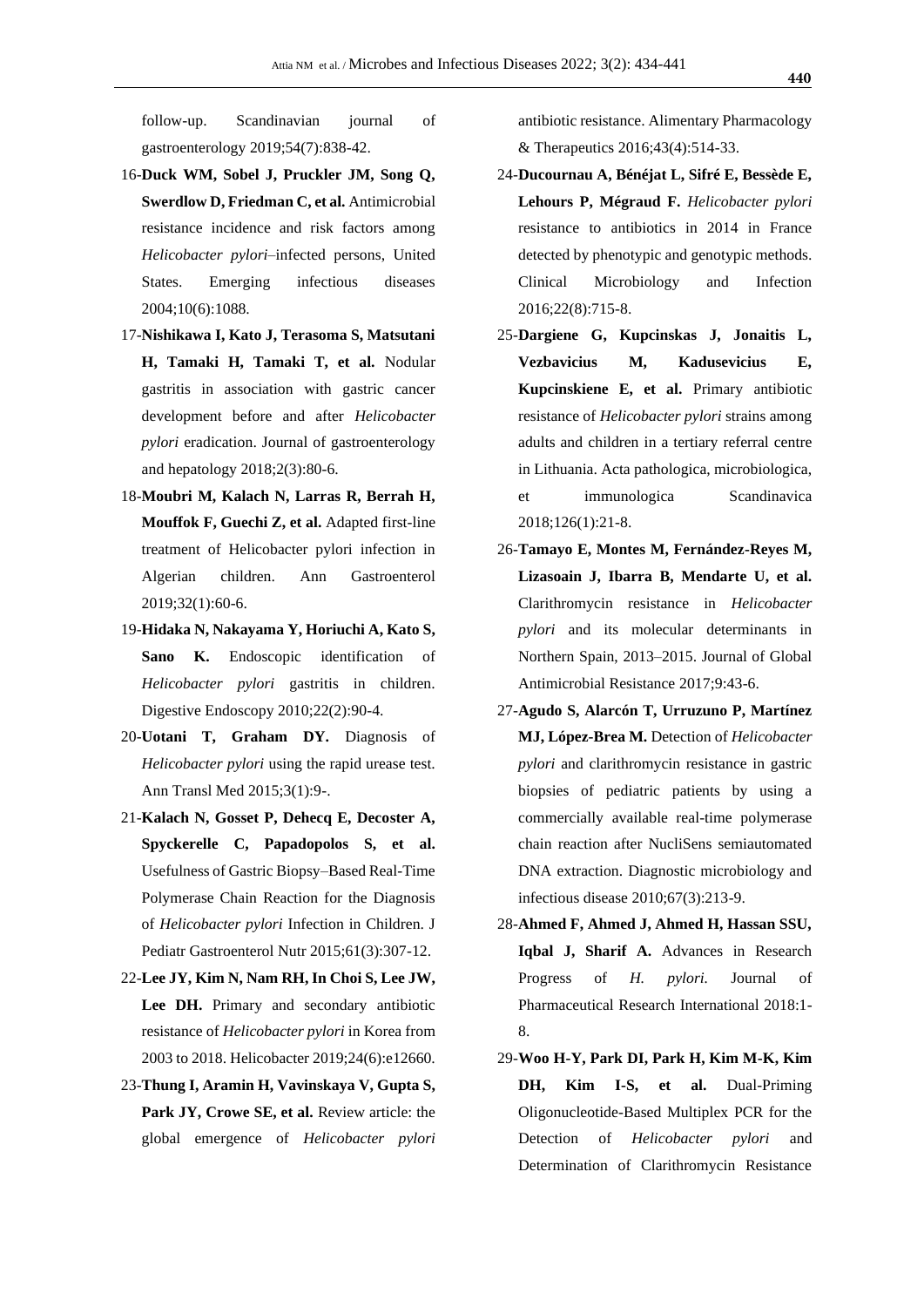follow-up. Scandinavian journal of gastroenterology 2019;54(7):838-42.

16-**Duck WM, Sobel J, Pruckler JM, Song Q, Swerdlow D, Friedman C, et al.** Antimicrobial resistance incidence and risk factors among *Helicobacter pylori*–infected persons, United States. Emerging infectious diseases 2004;10(6):1088.

17-**Nishikawa I, Kato J, Terasoma S, Matsutani H, Tamaki H, Tamaki T, et al.** Nodular gastritis in association with gastric cancer development before and after *Helicobacter pylori* eradication. Journal of gastroenterology and hepatology 2018;2(3):80-6.

18-**Moubri M, Kalach N, Larras R, Berrah H, Mouffok F, Guechi Z, et al.** Adapted first-line treatment of Helicobacter pylori infection in Algerian children. Ann Gastroenterol 2019;32(1):60-6.

19-**Hidaka N, Nakayama Y, Horiuchi A, Kato S, Sano K.** Endoscopic identification of *Helicobacter pylori* gastritis in children. Digestive Endoscopy 2010;22(2):90-4.

20-**Uotani T, Graham DY.** Diagnosis of *Helicobacter pylori* using the rapid urease test. Ann Transl Med 2015;3(1):9-.

21-**Kalach N, Gosset P, Dehecq E, Decoster A, Spyckerelle C, Papadopolos S, et al.** Usefulness of Gastric Biopsy–Based Real-Time Polymerase Chain Reaction for the Diagnosis of *Helicobacter pylori* Infection in Children. J Pediatr Gastroenterol Nutr 2015;61(3):307-12.

22-**Lee JY, Kim N, Nam RH, In Choi S, Lee JW, Lee DH.** Primary and secondary antibiotic resistance of *Helicobacter pylori* in Korea from 2003 to 2018. Helicobacter 2019;24(6):e12660.

23-**Thung I, Aramin H, Vavinskaya V, Gupta S, Park JY, Crowe SE, et al.** Review article: the global emergence of *Helicobacter pylori* antibiotic resistance. Alimentary Pharmacology & Therapeutics 2016;43(4):514-33.

24-**Ducournau A, Bénéjat L, Sifré E, Bessède E, Lehours P, Mégraud F.** *Helicobacter pylori* resistance to antibiotics in 2014 in France detected by phenotypic and genotypic methods. Clinical Microbiology and Infection 2016;22(8):715-8.

25-**Dargiene G, Kupcinskas J, Jonaitis L, Vezbavicius M, Kadusevicius E, Kupcinskiene E, et al.** Primary antibiotic resistance of *Helicobacter pylori* strains among adults and children in a tertiary referral centre in Lithuania. Acta pathologica, microbiologica, et immunologica Scandinavica 2018;126(1):21-8.

26-**Tamayo E, Montes M, Fernández-Reyes M, Lizasoain J, Ibarra B, Mendarte U, et al.** Clarithromycin resistance in *Helicobacter pylori* and its molecular determinants in Northern Spain, 2013–2015. Journal of Global Antimicrobial Resistance 2017;9:43-6.

27-**Agudo S, Alarcón T, Urruzuno P, Martínez MJ, López-Brea M.** Detection of *Helicobacter pylori* and clarithromycin resistance in gastric biopsies of pediatric patients by using a commercially available real-time polymerase chain reaction after NucliSens semiautomated DNA extraction. Diagnostic microbiology and infectious disease 2010;67(3):213-9.

28-**Ahmed F, Ahmed J, Ahmed H, Hassan SSU, Iqbal J, Sharif A.** Advances in Research Progress of *H. pylori.* Journal of Pharmaceutical Research International 2018:1-8.

29-**Woo H-Y, Park DI, Park H, Kim M-K, Kim DH, Kim I-S, et al.** Dual-Priming Oligonucleotide-Based Multiplex PCR for the Detection of *Helicobacter pylori* and Determination of Clarithromycin Resistance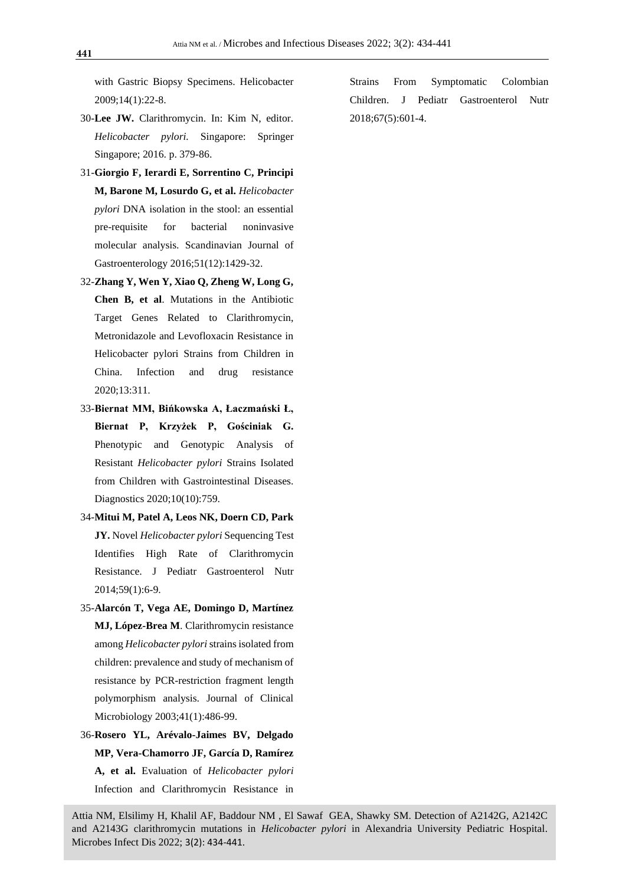with Gastric Biopsy Specimens. Helicobacter 2009;14(1):22-8.

30-**Lee JW.** Clarithromycin. In: Kim N, editor. *Helicobacter pylori.* Singapore: Springer Singapore; 2016. p. 379-86.

31-**Giorgio F, Ierardi E, Sorrentino C, Principi M, Barone M, Losurdo G, et al.** *Helicobacter pylori* DNA isolation in the stool: an essential pre-requisite for bacterial noninvasive molecular analysis. Scandinavian Journal of Gastroenterology 2016;51(12):1429-32.

32-**Zhang Y, Wen Y, Xiao Q, Zheng W, Long G, Chen B, et al**. Mutations in the Antibiotic Target Genes Related to Clarithromycin, Metronidazole and Levofloxacin Resistance in Helicobacter pylori Strains from Children in China. Infection and drug resistance 2020;13:311.

33-**Biernat MM, Bińkowska A, Łaczmański Ł, Biernat P, Krzyżek P, Gościniak G.** Phenotypic and Genotypic Analysis of Resistant *Helicobacter pylori* Strains Isolated from Children with Gastrointestinal Diseases. Diagnostics 2020;10(10):759.

34-**Mitui M, Patel A, Leos NK, Doern CD, Park JY.** Novel *Helicobacter pylori* Sequencing Test Identifies High Rate of Clarithromycin Resistance. J Pediatr Gastroenterol Nutr 2014;59(1):6-9.

35-**Alarcón T, Vega AE, Domingo D, Martínez MJ, López-Brea M**. Clarithromycin resistance among *Helicobacter pylori* strains isolated from children: prevalence and study of mechanism of resistance by PCR-restriction fragment length polymorphism analysis. Journal of Clinical Microbiology 2003;41(1):486-99.

36-**Rosero YL, Arévalo-Jaimes BV, Delgado MP, Vera-Chamorro JF, García D, Ramírez A, et al.** Evaluation of *Helicobacter pylori* Infection and Clarithromycin Resistance in Strains From Symptomatic Colombian Children. J Pediatr Gastroenterol Nutr 2018;67(5):601-4.

Attia NM, Elsilimy H, Khalil AF, Baddour NM , El Sawaf GEA, Shawky SM. Detection of A2142G, A2142C and A2143G clarithromycin mutations in *Helicobacter pylori* in Alexandria University Pediatric Hospital. Microbes Infect Dis 2022; 3(2): 434-441.